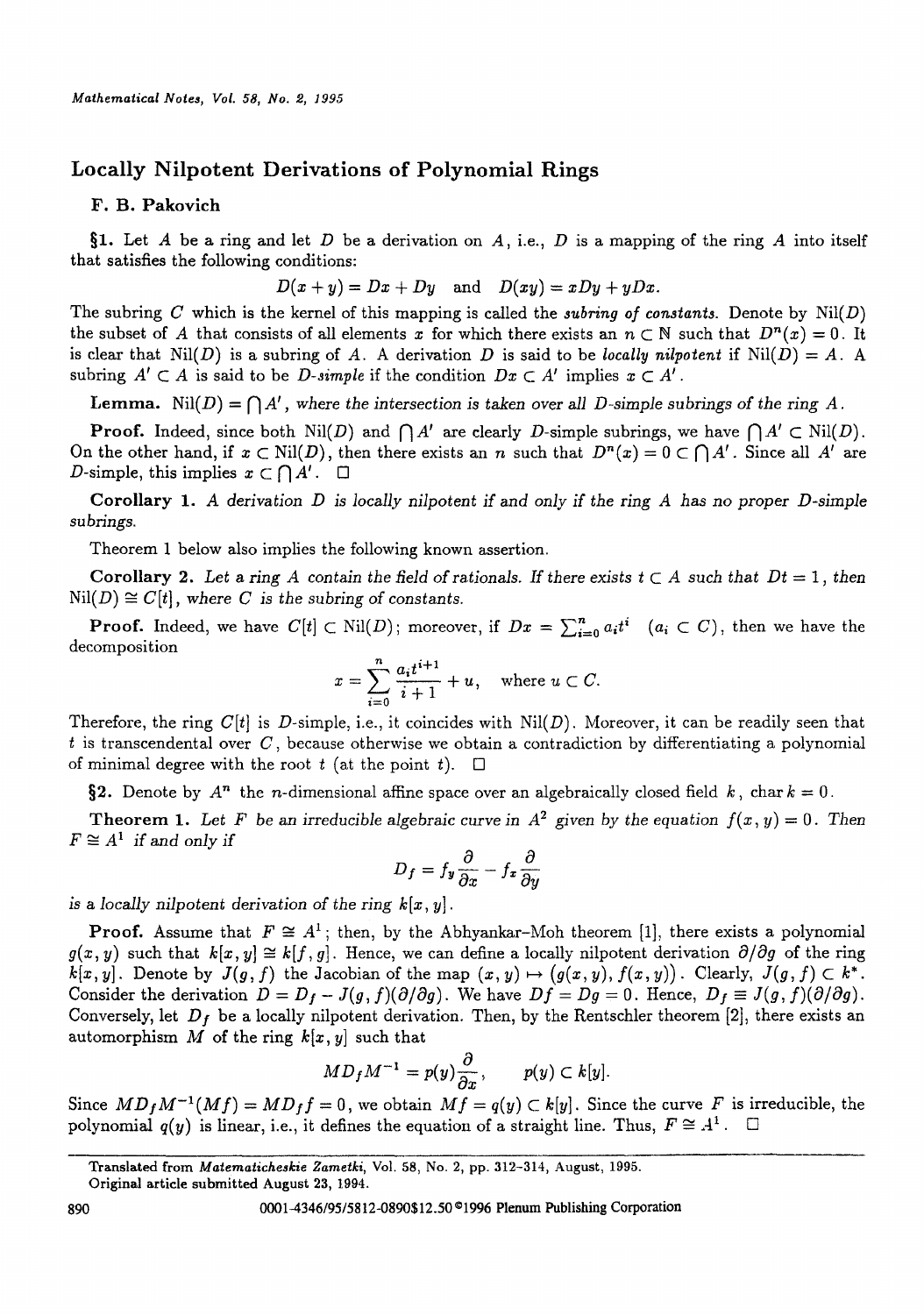# Locally Nilpotent Derivations of Polynomial Rings

**F. B. Pakovich**

§1. Let $A$ be a ring and let $D$ be a derivation on $A$, i.e., $D$ is a mapping of the ring $A$ into itself that satisfies the following conditions:

$$D(x+y) = Dx + Dy \quad \text{and} \quad D(xy) = xDy + yDx.$$

The subring $C$ which is the kernel of this mapping is called the *subring of constants*. Denote by $\mathrm{Nil}(D)$ the subset of $A$ that consists of all elements $x$ for which there exists an $n \subset \mathbb{N}$ such that $D^n(x) = 0$. It is clear that $\mathrm{Nil}(D)$ is a subring of $A$. A derivation $D$ is said to be *locally nilpotent* if $\mathrm{Nil}(D) = A$. A subring $A' \subset A$ is said to be *D-simple* if the condition $Dx \subset A'$ implies $x \subset A'$.

**Lemma.** $\mathrm{Nil}(D) = \bigcap A'$, *where the intersection is taken over all D-simple subrings of the ring A.*

**Proof.** Indeed, since both $\mathrm{Nil}(D)$ and $\bigcap A'$ are clearly $D$-simple subrings, we have $\bigcap A' \subset \mathrm{Nil}(D)$. On the other hand, if $x \subset \mathrm{Nil}(D)$, then there exists an $n$ such that $D^n(x) = 0 \subset \bigcap A'$. Since all $A'$ are $D$-simple, this implies $x \subset \bigcap A'$. $\square$

**Corollary 1.** *A derivation D is locally nilpotent if and only if the ring A has no proper D-simple subrings.*

Theorem 1 below also implies the following known assertion.

**Corollary 2.** *Let a ring A contain the field of rationals. If there exists $t \subset A$ such that $Dt = 1$, then $\mathrm{Nil}(D) \cong C[t]$, where C is the subring of constants.*

**Proof.** Indeed, we have $C[t] \subset \mathrm{Nil}(D)$; moreover, if $Dx = \sum_{i=0}^{n} a_i t^i$ $(a_i \subset C)$, then we have the decomposition

$$x = \sum_{i=0}^{n} \frac{a_i t^{i+1}}{i+1} + u, \quad \text{where } u \subset C.$$

Therefore, the ring $C[t]$ is $D$-simple, i.e., it coincides with $\mathrm{Nil}(D)$. Moreover, it can be readily seen that $t$ is transcendental over $C$, because otherwise we obtain a contradiction by differentiating a polynomial of minimal degree with the root $t$ (at the point $t$). $\square$

§2. Denote by $A^n$ the $n$-dimensional affine space over an algebraically closed field $k$, $\mathrm{char}\, k = 0$.

**Theorem 1.** *Let F be an irreducible algebraic curve in $A^2$ given by the equation $f(x, y) = 0$. Then $F \cong A^1$ if and only if*

$$D_f = f_y \frac{\partial}{\partial x} - f_x \frac{\partial}{\partial y}$$

*is a locally nilpotent derivation of the ring $k[x, y]$.*

**Proof.** Assume that $F \cong A^1$; then, by the Abhyankar–Moh theorem [1], there exists a polynomial $g(x, y)$ such that $k[x, y] \cong k[f, g]$. Hence, we can define a locally nilpotent derivation $\partial/\partial g$ of the ring $k[x, y]$. Denote by $J(g, f)$ the Jacobian of the map $(x, y) \mapsto (g(x, y), f(x, y))$. Clearly, $J(g, f) \subset k^*$. Consider the derivation $D = D_f - J(g, f)(\partial/\partial g)$. We have $Df = Dg = 0$. Hence, $D_f \equiv J(g, f)(\partial/\partial g)$. Conversely, let $D_f$ be a locally nilpotent derivation. Then, by the Rentschler theorem [2], there exists an automorphism $M$ of the ring $k[x, y]$ such that

$$M D_f M^{-1} = p(y) \frac{\partial}{\partial x}, \qquad p(y) \subset k[y].$$

Since $M D_f M^{-1}(Mf) = M D_f f = 0$, we obtain $Mf = q(y) \subset k[y]$. Since the curve $F$ is irreducible, the polynomial $q(y)$ is linear, i.e., it defines the equation of a straight line. Thus, $F \cong A^1$. $\square$

---

Translated from *Matematicheskie Zametki*, Vol. 58, No. 2, pp. 312–314, August, 1995.
Original article submitted August 23, 1994.

0001-4346/95/5812-0890\$12.50 ©1996 Plenum Publishing Corporation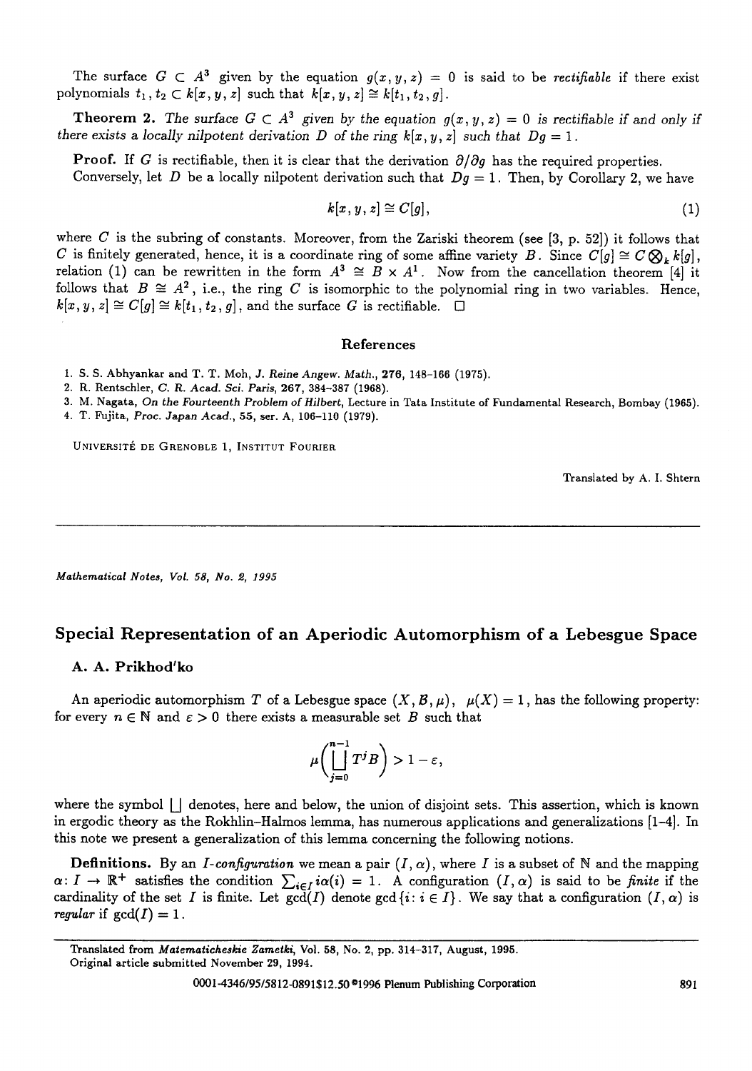The surface $G \subset A^3$ given by the equation $g(x, y, z) = 0$ is said to be *rectifiable* if there exist polynomials $t_1, t_2 \subset k[x, y, z]$ such that $k[x, y, z] \cong k[t_1, t_2, g]$.

**Theorem 2.** *The surface $G \subset A^3$ given by the equation $g(x, y, z) = 0$ is rectifiable if and only if there exists a locally nilpotent derivation $D$ of the ring $k[x, y, z]$ such that $Dg = 1$.*

**Proof.** If $G$ is rectifiable, then it is clear that the derivation $\partial/\partial g$ has the required properties.

Conversely, let $D$ be a locally nilpotent derivation such that $Dg = 1$. Then, by Corollary 2, we have

$$k[x, y, z] \cong C[g], \tag{1}$$

where $C$ is the subring of constants. Moreover, from the Zariski theorem (see [3, p. 52]) it follows that $C$ is finitely generated, hence, it is a coordinate ring of some affine variety $B$. Since $C[g] \cong C \bigotimes_k k[g]$, relation (1) can be rewritten in the form $A^3 \cong B \times A^1$. Now from the cancellation theorem [4] it follows that $B \cong A^2$, i.e., the ring $C$ is isomorphic to the polynomial ring in two variables. Hence, $k[x, y, z] \cong C[g] \cong k[t_1, t_2, g]$, and the surface $G$ is rectifiable. $\square$

## References

1. S. S. Abhyankar and T. T. Moh, *J. Reine Angew. Math.*, **276**, 148–166 (1975).
2. R. Rentschler, *C. R. Acad. Sci. Paris*, **267**, 384–387 (1968).
3. M. Nagata, *On the Fourteenth Problem of Hilbert*, Lecture in Tata Institute of Fundamental Research, Bombay (1965).
4. T. Fujita, *Proc. Japan Acad.*, **55**, ser. A, 106–110 (1979).

UNIVERSITÉ DE GRENOBLE 1, INSTITUT FOURIER

Translated by A. I. Shtern

*Mathematical Notes, Vol. 58, No. 2, 1995*

# Special Representation of an Aperiodic Automorphism of a Lebesgue Space

## A. A. Prikhod'ko

An aperiodic automorphism $T$ of a Lebesgue space $(X, \mathcal{B}, \mu)$, $\mu(X) = 1$, has the following property: for every $n \in \mathbb{N}$ and $\varepsilon > 0$ there exists a measurable set $B$ such that

$$\mu\left(\bigsqcup_{j=0}^{n-1} T^j B\right) > 1 - \varepsilon,$$

where the symbol $\bigsqcup$ denotes, here and below, the union of disjoint sets. This assertion, which is known in ergodic theory as the Rokhlin–Halmos lemma, has numerous applications and generalizations [1–4]. In this note we present a generalization of this lemma concerning the following notions.

**Definitions.** By an *I-configuration* we mean a pair $(I, \alpha)$, where $I$ is a subset of $\mathbb{N}$ and the mapping $\alpha \colon I \to \mathbb{R}^+$ satisfies the condition $\sum_{i \in I} i\alpha(i) = 1$. A configuration $(I, \alpha)$ is said to be *finite* if the cardinality of the set $I$ is finite. Let $\gcd(I)$ denote $\gcd\{i \colon i \in I\}$. We say that a configuration $(I, \alpha)$ is *regular* if $\gcd(I) = 1$.

Translated from *Matematicheskie Zametki*, Vol. 58, No. 2, pp. 314–317, August, 1995.
Original article submitted November 29, 1994.

0001-4346/95/5812-0891$12.50 ©1996 Plenum Publishing Corporation